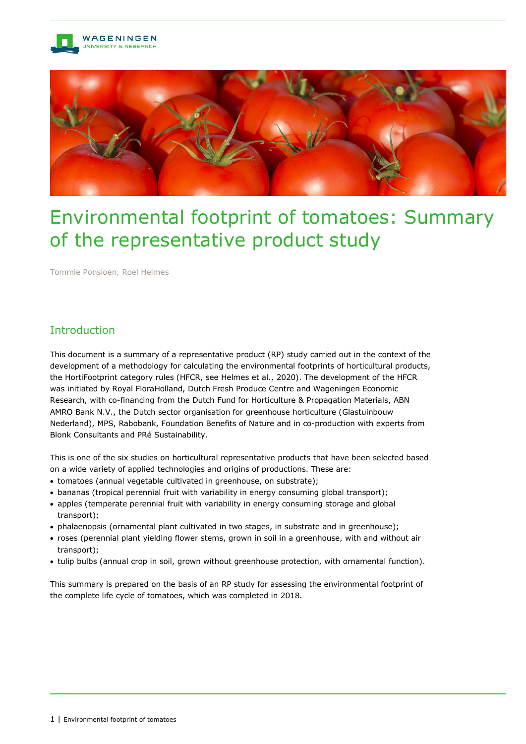# Environmental footprint of tomatoes: Summary of the representative product study

Tommie Ponsioen, Roel Helmes

## Introduction

This document is a summary of a representative product (RP) study carried out in the context of the development of a methodology for calculating the environmental footprints of horticultural products, the HortiFootprint category rules (HFCR, see Helmes et al., 2020). The development of the HFCR was initiated by Royal FloraHolland, Dutch Fresh Produce Centre and Wageningen Economic Research, with co-financing from the Dutch Fund for Horticulture & Propagation Materials, ABN AMRO Bank N.V., the Dutch sector organisation for greenhouse horticulture (Glastuinbouw Nederland), MPS, Rabobank, Foundation Benefits of Nature and in co-production with experts from Blonk Consultants and PRé Sustainability.

This is one of the six studies on horticultural representative products that have been selected based on a wide variety of applied technologies and origins of productions. These are:

- tomatoes (annual vegetable cultivated in greenhouse, on substrate);
- bananas (tropical perennial fruit with variability in energy consuming global transport);
- apples (temperate perennial fruit with variability in energy consuming storage and global transport);
- phalaenopsis (ornamental plant cultivated in two stages, in substrate and in greenhouse);
- roses (perennial plant yielding flower stems, grown in soil in a greenhouse, with and without air transport);
- tulip bulbs (annual crop in soil, grown without greenhouse protection, with ornamental function).

This summary is prepared on the basis of an RP study for assessing the environmental footprint of the complete life cycle of tomatoes, which was completed in 2018.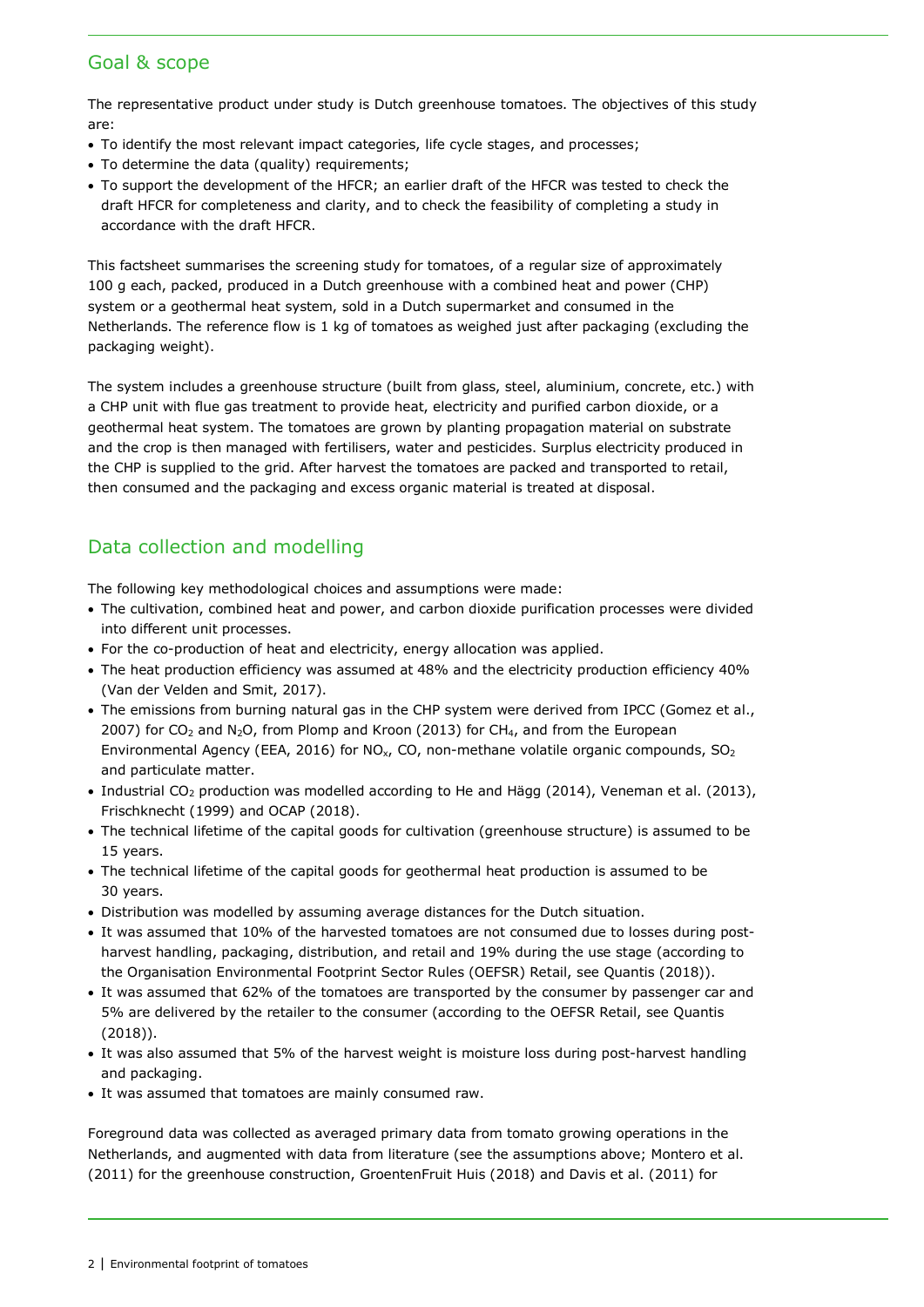## Goal & scope

The representative product under study is Dutch greenhouse tomatoes. The objectives of this study are:

- To identify the most relevant impact categories, life cycle stages, and processes;
- To determine the data (quality) requirements;
- To support the development of the HFCR; an earlier draft of the HFCR was tested to check the draft HFCR for completeness and clarity, and to check the feasibility of completing a study in accordance with the draft HFCR.

This factsheet summarises the screening study for tomatoes, of a regular size of approximately 100 g each, packed, produced in a Dutch greenhouse with a combined heat and power (CHP) system or a geothermal heat system, sold in a Dutch supermarket and consumed in the Netherlands. The reference flow is 1 kg of tomatoes as weighed just after packaging (excluding the packaging weight).

The system includes a greenhouse structure (built from glass, steel, aluminium, concrete, etc.) with a CHP unit with flue gas treatment to provide heat, electricity and purified carbon dioxide, or a geothermal heat system. The tomatoes are grown by planting propagation material on substrate and the crop is then managed with fertilisers, water and pesticides. Surplus electricity produced in the CHP is supplied to the grid. After harvest the tomatoes are packed and transported to retail, then consumed and the packaging and excess organic material is treated at disposal.

## Data collection and modelling

The following key methodological choices and assumptions were made:

- The cultivation, combined heat and power, and carbon dioxide purification processes were divided into different unit processes.
- For the co-production of heat and electricity, energy allocation was applied.
- The heat production efficiency was assumed at 48% and the electricity production efficiency 40% (Van der Velden and Smit, 2017).
- The emissions from burning natural gas in the CHP system were derived from IPCC (Gomez et al., 2007) for $CO_2$ and $N_2O$, from Plomp and Kroon (2013) for $CH_4$, and from the European Environmental Agency (EEA, 2016) for $NO_x$, CO, non-methane volatile organic compounds, $SO_2$ and particulate matter.
- Industrial $CO_2$ production was modelled according to He and Hägg (2014), Veneman et al. (2013), Frischknecht (1999) and OCAP (2018).
- The technical lifetime of the capital goods for cultivation (greenhouse structure) is assumed to be 15 years.
- The technical lifetime of the capital goods for geothermal heat production is assumed to be 30 years.
- Distribution was modelled by assuming average distances for the Dutch situation.
- It was assumed that 10% of the harvested tomatoes are not consumed due to losses during post-harvest handling, packaging, distribution, and retail and 19% during the use stage (according to the Organisation Environmental Footprint Sector Rules (OEFSR) Retail, see Quantis (2018)).
- It was assumed that 62% of the tomatoes are transported by the consumer by passenger car and 5% are delivered by the retailer to the consumer (according to the OEFSR Retail, see Quantis (2018)).
- It was also assumed that 5% of the harvest weight is moisture loss during post-harvest handling and packaging.
- It was assumed that tomatoes are mainly consumed raw.

Foreground data was collected as averaged primary data from tomato growing operations in the Netherlands, and augmented with data from literature (see the assumptions above; Montero et al. (2011) for the greenhouse construction, GroentenFruit Huis (2018) and Davis et al. (2011) for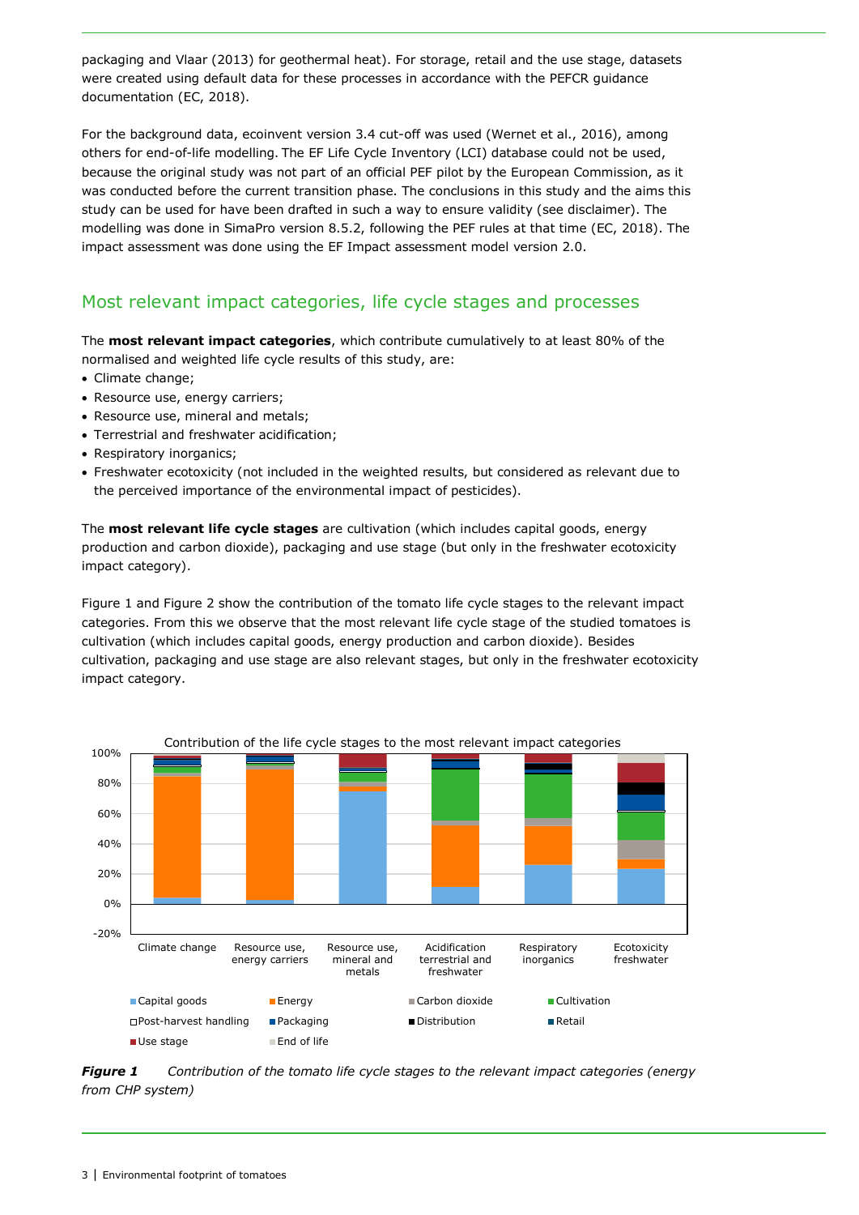packaging and Vlaar (2013) for geothermal heat). For storage, retail and the use stage, datasets were created using default data for these processes in accordance with the PEFCR guidance documentation (EC, 2018).

For the background data, ecoinvent version 3.4 cut-off was used (Wernet et al., 2016), among others for end-of-life modelling. The EF Life Cycle Inventory (LCI) database could not be used, because the original study was not part of an official PEF pilot by the European Commission, as it was conducted before the current transition phase. The conclusions in this study and the aims this study can be used for have been drafted in such a way to ensure validity (see disclaimer). The modelling was done in SimaPro version 8.5.2, following the PEF rules at that time (EC, 2018). The impact assessment was done using the EF Impact assessment model version 2.0.

## Most relevant impact categories, life cycle stages and processes

The **most relevant impact categories**, which contribute cumulatively to at least 80% of the normalised and weighted life cycle results of this study, are:

- Climate change;
- Resource use, energy carriers;
- Resource use, mineral and metals;
- Terrestrial and freshwater acidification;
- Respiratory inorganics;
- Freshwater ecotoxicity (not included in the weighted results, but considered as relevant due to the perceived importance of the environmental impact of pesticides).

The **most relevant life cycle stages** are cultivation (which includes capital goods, energy production and carbon dioxide), packaging and use stage (but only in the freshwater ecotoxicity impact category).

Figure 1 and Figure 2 show the contribution of the tomato life cycle stages to the relevant impact categories. From this we observe that the most relevant life cycle stage of the studied tomatoes is cultivation (which includes capital goods, energy production and carbon dioxide). Besides cultivation, packaging and use stage are also relevant stages, but only in the freshwater ecotoxicity impact category.

Contribution of the life cycle stages to the most relevant impact categories

Y-axis: -20% to 100%. Categories: Climate change; Resource use, energy carriers; Resource use, mineral and metals; Acidification terrestrial and freshwater; Respiratory inorganics; Ecotoxicity freshwater.

Legend: Capital goods; Energy; Carbon dioxide; Cultivation; Post-harvest handling; Packaging; Distribution; Retail; Use stage; End of life

***Figure 1*** *Contribution of the tomato life cycle stages to the relevant impact categories (energy from CHP system)*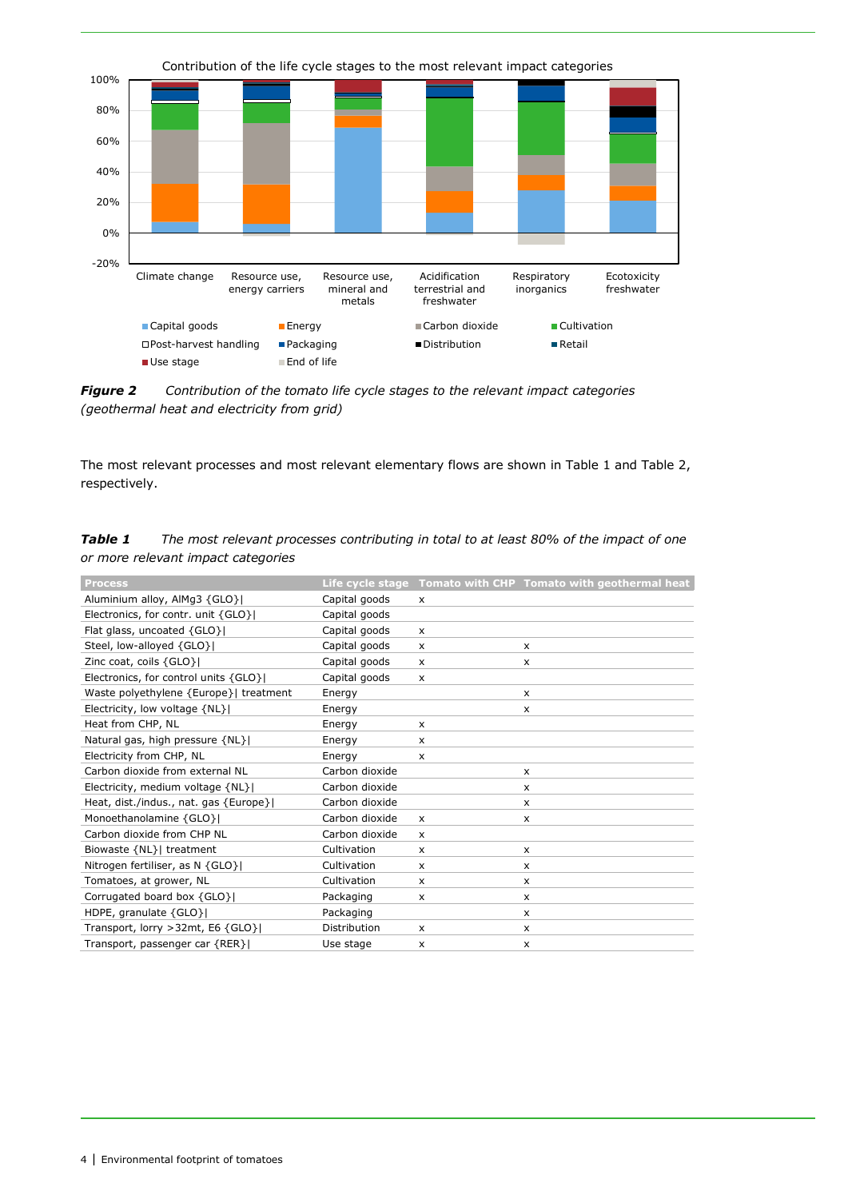*Figure 2 Contribution of the tomato life cycle stages to the relevant impact categories (geothermal heat and electricity from grid)*

The most relevant processes and most relevant elementary flows are shown in Table 1 and Table 2, respectively.

***Table 1*** *The most relevant processes contributing in total to at least 80% of the impact of one or more relevant impact categories*

| Process | Life cycle stage | Tomato with CHP | Tomato with geothermal heat |
|---|---|---|---|
| Aluminium alloy, AlMg3 {GLO}\| | Capital goods | x | |
| Electronics, for contr. unit {GLO}\| | Capital goods | | |
| Flat glass, uncoated {GLO}\| | Capital goods | x | |
| Steel, low-alloyed {GLO}\| | Capital goods | x | x |
| Zinc coat, coils {GLO}\| | Capital goods | x | x |
| Electronics, for control units {GLO}\| | Capital goods | x | |
| Waste polyethylene {Europe}\| treatment | Energy | | x |
| Electricity, low voltage {NL}\| | Energy | | x |
| Heat from CHP, NL | Energy | x | |
| Natural gas, high pressure {NL}\| | Energy | x | |
| Electricity from CHP, NL | Energy | x | |
| Carbon dioxide from external NL | Carbon dioxide | | x |
| Electricity, medium voltage {NL}\| | Carbon dioxide | | x |
| Heat, dist./indus., nat. gas {Europe}\| | Carbon dioxide | | x |
| Monoethanolamine {GLO}\| | Carbon dioxide | x | x |
| Carbon dioxide from CHP NL | Carbon dioxide | x | |
| Biowaste {NL}\| treatment | Cultivation | x | x |
| Nitrogen fertiliser, as N {GLO}\| | Cultivation | x | x |
| Tomatoes, at grower, NL | Cultivation | x | x |
| Corrugated board box {GLO}\| | Packaging | x | x |
| HDPE, granulate {GLO}\| | Packaging | | x |
| Transport, lorry >32mt, E6 {GLO}\| | Distribution | x | x |
| Transport, passenger car {RER}\| | Use stage | x | x |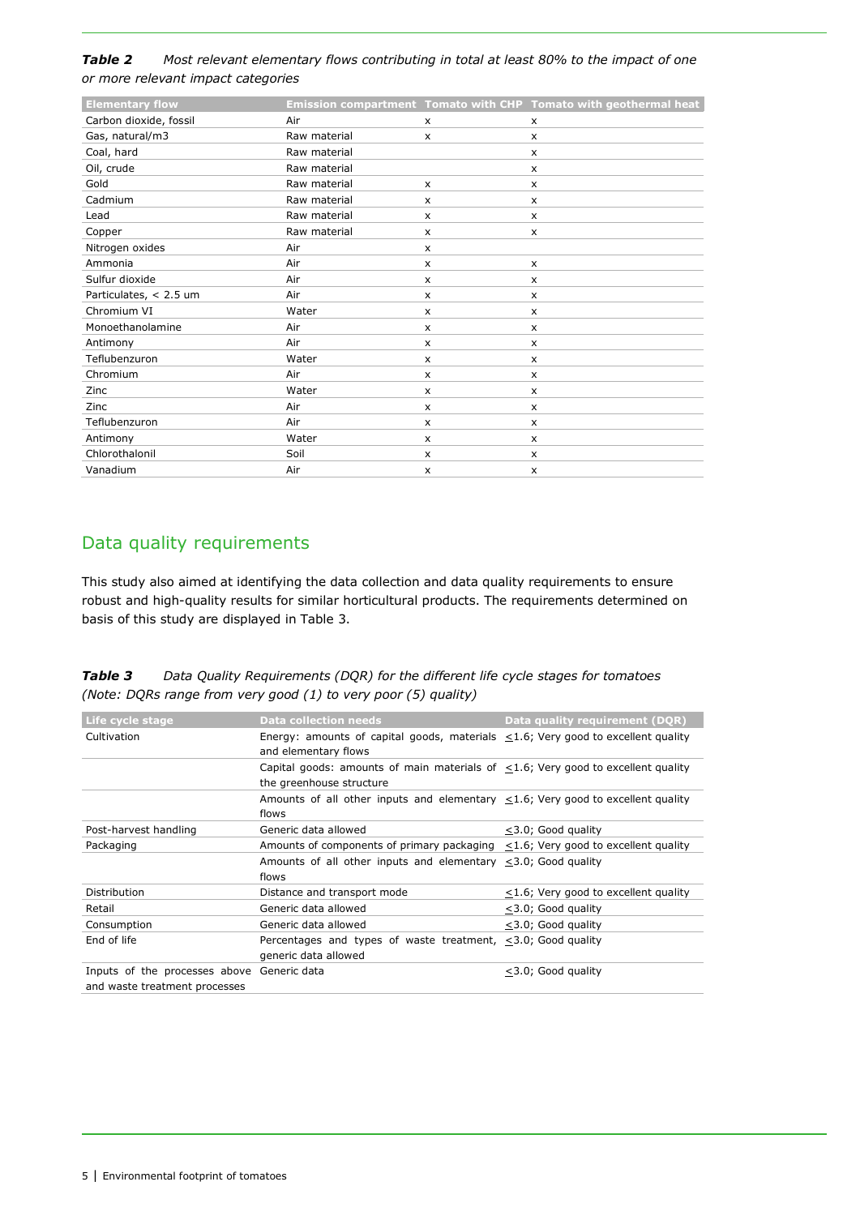***Table 2*** *Most relevant elementary flows contributing in total at least 80% to the impact of one or more relevant impact categories*

| Elementary flow | Emission compartment | Tomato with CHP | Tomato with geothermal heat |
|---|---|---|---|
| Carbon dioxide, fossil | Air | x | x |
| Gas, natural/m3 | Raw material | x | x |
| Coal, hard | Raw material | | x |
| Oil, crude | Raw material | | x |
| Gold | Raw material | x | x |
| Cadmium | Raw material | x | x |
| Lead | Raw material | x | x |
| Copper | Raw material | x | x |
| Nitrogen oxides | Air | x | |
| Ammonia | Air | x | x |
| Sulfur dioxide | Air | x | x |
| Particulates, < 2.5 um | Air | x | x |
| Chromium VI | Water | x | x |
| Monoethanolamine | Air | x | x |
| Antimony | Air | x | x |
| Teflubenzuron | Water | x | x |
| Chromium | Air | x | x |
| Zinc | Water | x | x |
| Zinc | Air | x | x |
| Teflubenzuron | Air | x | x |
| Antimony | Water | x | x |
| Chlorothalonil | Soil | x | x |
| Vanadium | Air | x | x |

## Data quality requirements

This study also aimed at identifying the data collection and data quality requirements to ensure robust and high-quality results for similar horticultural products. The requirements determined on basis of this study are displayed in Table 3.

***Table 3*** *Data Quality Requirements (DQR) for the different life cycle stages for tomatoes (Note: DQRs range from very good (1) to very poor (5) quality)*

| Life cycle stage | Data collection needs | Data quality requirement (DQR) |
|---|---|---|
| Cultivation | Energy: amounts of capital goods, materials and elementary flows | ≤1.6; Very good to excellent quality |
| | Capital goods: amounts of main materials of the greenhouse structure | ≤1.6; Very good to excellent quality |
| | Amounts of all other inputs and elementary flows | ≤1.6; Very good to excellent quality |
| Post-harvest handling | Generic data allowed | ≤3.0; Good quality |
| Packaging | Amounts of components of primary packaging | ≤1.6; Very good to excellent quality |
| | Amounts of all other inputs and elementary flows | ≤3.0; Good quality |
| Distribution | Distance and transport mode | ≤1.6; Very good to excellent quality |
| Retail | Generic data allowed | ≤3.0; Good quality |
| Consumption | Generic data allowed | ≤3.0; Good quality |
| End of life | Percentages and types of waste treatment, generic data allowed | ≤3.0; Good quality |
| Inputs of the processes above and waste treatment processes | Generic data | ≤3.0; Good quality |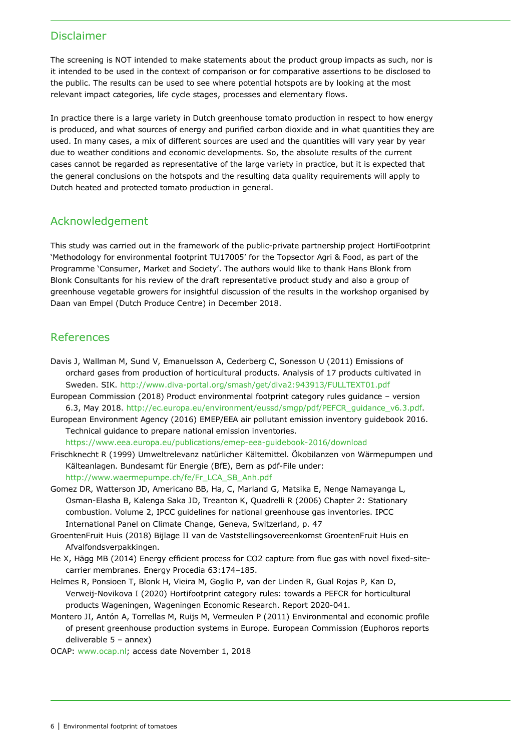## Disclaimer

The screening is NOT intended to make statements about the product group impacts as such, nor is it intended to be used in the context of comparison or for comparative assertions to be disclosed to the public. The results can be used to see where potential hotspots are by looking at the most relevant impact categories, life cycle stages, processes and elementary flows.

In practice there is a large variety in Dutch greenhouse tomato production in respect to how energy is produced, and what sources of energy and purified carbon dioxide and in what quantities they are used. In many cases, a mix of different sources are used and the quantities will vary year by year due to weather conditions and economic developments. So, the absolute results of the current cases cannot be regarded as representative of the large variety in practice, but it is expected that the general conclusions on the hotspots and the resulting data quality requirements will apply to Dutch heated and protected tomato production in general.

## Acknowledgement

This study was carried out in the framework of the public-private partnership project HortiFootprint 'Methodology for environmental footprint TU17005' for the Topsector Agri & Food, as part of the Programme 'Consumer, Market and Society'. The authors would like to thank Hans Blonk from Blonk Consultants for his review of the draft representative product study and also a group of greenhouse vegetable growers for insightful discussion of the results in the workshop organised by Daan van Empel (Dutch Produce Centre) in December 2018.

## References

Davis J, Wallman M, Sund V, Emanuelsson A, Cederberg C, Sonesson U (2011) Emissions of orchard gases from production of horticultural products. Analysis of 17 products cultivated in Sweden. SIK. http://www.diva-portal.org/smash/get/diva2:943913/FULLTEXT01.pdf

European Commission (2018) Product environmental footprint category rules guidance – version 6.3, May 2018. http://ec.europa.eu/environment/eussd/smgp/pdf/PEFCR_guidance_v6.3.pdf.

European Environment Agency (2016) EMEP/EEA air pollutant emission inventory guidebook 2016. Technical guidance to prepare national emission inventories. https://www.eea.europa.eu/publications/emep-eea-guidebook-2016/download

Frischknecht R (1999) Umweltrelevanz natürlicher Kältemittel. Ökobilanzen von Wärmepumpen und Kälteanlagen. Bundesamt für Energie (BfE), Bern as pdf-File under: http://www.waermepumpe.ch/fe/Fr_LCA_SB_Anh.pdf

Gomez DR, Watterson JD, Americano BB, Ha, C, Marland G, Matsika E, Nenge Namayanga L, Osman-Elasha B, Kalenga Saka JD, Treanton K, Quadrelli R (2006) Chapter 2: Stationary combustion. Volume 2, IPCC guidelines for national greenhouse gas inventories. IPCC International Panel on Climate Change, Geneva, Switzerland, p. 47

GroentenFruit Huis (2018) Bijlage II van de Vaststellingsovereenkomst GroentenFruit Huis en Afvalfondsverpakkingen.

He X, Hägg MB (2014) Energy efficient process for CO2 capture from flue gas with novel fixed-site-carrier membranes. Energy Procedia 63:174–185.

Helmes R, Ponsioen T, Blonk H, Vieira M, Goglio P, van der Linden R, Gual Rojas P, Kan D, Verweij-Novikova I (2020) Hortifootprint category rules: towards a PEFCR for horticultural products Wageningen, Wageningen Economic Research. Report 2020-041.

Montero JI, Antón A, Torrellas M, Ruijs M, Vermeulen P (2011) Environmental and economic profile of present greenhouse production systems in Europe. European Commission (Euphoros reports deliverable 5 – annex)

OCAP: www.ocap.nl; access date November 1, 2018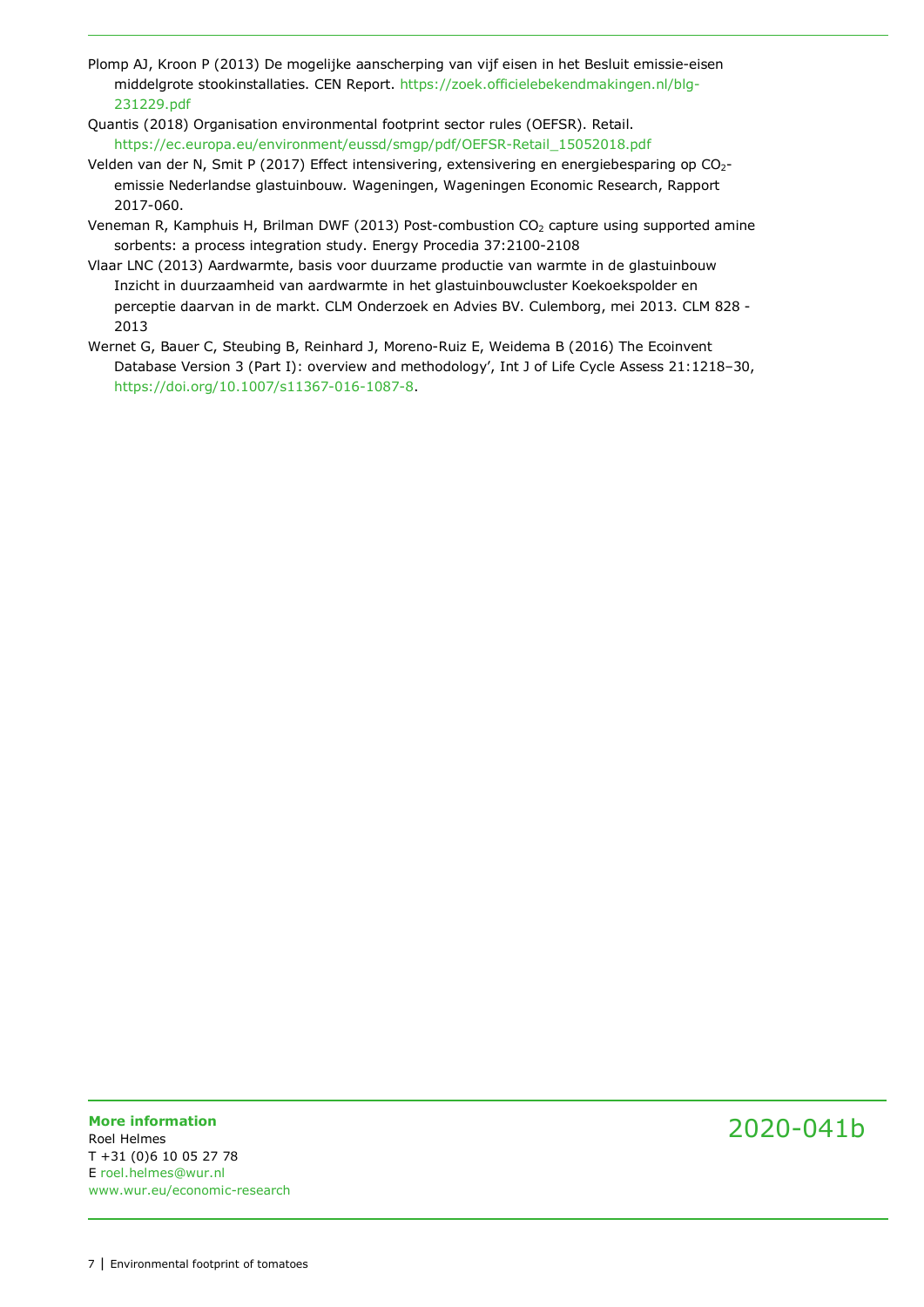Plomp AJ, Kroon P (2013) De mogelijke aanscherping van vijf eisen in het Besluit emissie-eisen middelgrote stookinstallaties. CEN Report. https://zoek.officielebekendmakingen.nl/blg-231229.pdf

Quantis (2018) Organisation environmental footprint sector rules (OEFSR). Retail. https://ec.europa.eu/environment/eussd/smgp/pdf/OEFSR-Retail_15052018.pdf

Velden van der N, Smit P (2017) Effect intensivering, extensivering en energiebesparing op $CO_2$-emissie Nederlandse glastuinbouw. Wageningen, Wageningen Economic Research, Rapport 2017-060.

Veneman R, Kamphuis H, Brilman DWF (2013) Post-combustion $CO_2$ capture using supported amine sorbents: a process integration study. Energy Procedia 37:2100-2108

Vlaar LNC (2013) Aardwarmte, basis voor duurzame productie van warmte in de glastuinbouw Inzicht in duurzaamheid van aardwarmte in het glastuinbouwcluster Koekoekspolder en perceptie daarvan in de markt. CLM Onderzoek en Advies BV. Culemborg, mei 2013. CLM 828 - 2013

Wernet G, Bauer C, Steubing B, Reinhard J, Moreno-Ruiz E, Weidema B (2016) The Ecoinvent Database Version 3 (Part I): overview and methodology', Int J of Life Cycle Assess 21:1218–30, https://doi.org/10.1007/s11367-016-1087-8.

**More information**
Roel Helmes
T +31 (0)6 10 05 27 78
E roel.helmes@wur.nl
www.wur.eu/economic-research

2020-041b